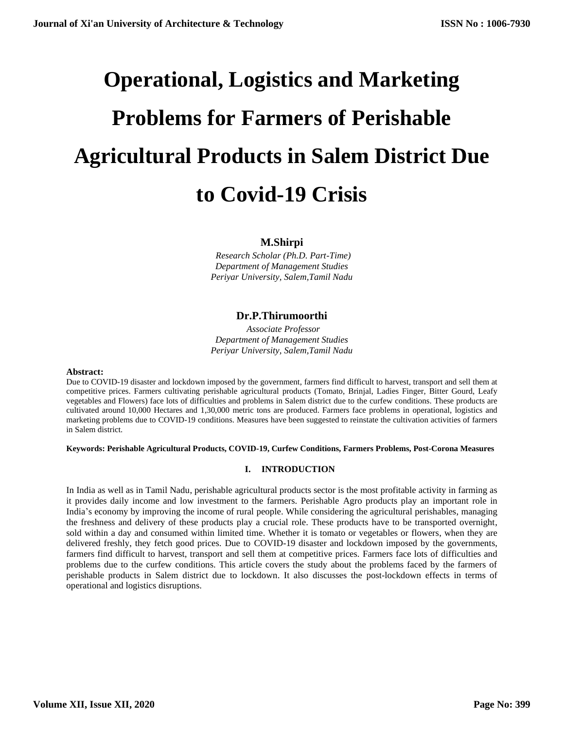# Operational, Logistics and Marketing Problems for Farmers of Perishable Agricultural Products in Salem District Due to Covid-19 Crisis

**M.Shirpi**

*Research Scholar (Ph.D. Part-Time)*
*Department of Management Studies*
*Periyar University, Salem,Tamil Nadu*

**Dr.P.Thirumoorthi**

*Associate Professor*
*Department of Management Studies*
*Periyar University, Salem,Tamil Nadu*

**Abstract:**

Due to COVID-19 disaster and lockdown imposed by the government, farmers find difficult to harvest, transport and sell them at competitive prices. Farmers cultivating perishable agricultural products (Tomato, Brinjal, Ladies Finger, Bitter Gourd, Leafy vegetables and Flowers) face lots of difficulties and problems in Salem district due to the curfew conditions. These products are cultivated around 10,000 Hectares and 1,30,000 metric tons are produced. Farmers face problems in operational, logistics and marketing problems due to COVID-19 conditions. Measures have been suggested to reinstate the cultivation activities of farmers in Salem district.

**Keywords: Perishable Agricultural Products, COVID-19, Curfew Conditions, Farmers Problems, Post-Corona Measures**

## I. INTRODUCTION

In India as well as in Tamil Nadu, perishable agricultural products sector is the most profitable activity in farming as it provides daily income and low investment to the farmers. Perishable Agro products play an important role in India's economy by improving the income of rural people. While considering the agricultural perishables, managing the freshness and delivery of these products play a crucial role. These products have to be transported overnight, sold within a day and consumed within limited time. Whether it is tomato or vegetables or flowers, when they are delivered freshly, they fetch good prices. Due to COVID-19 disaster and lockdown imposed by the governments, farmers find difficult to harvest, transport and sell them at competitive prices. Farmers face lots of difficulties and problems due to the curfew conditions. This article covers the study about the problems faced by the farmers of perishable products in Salem district due to lockdown. It also discusses the post-lockdown effects in terms of operational and logistics disruptions.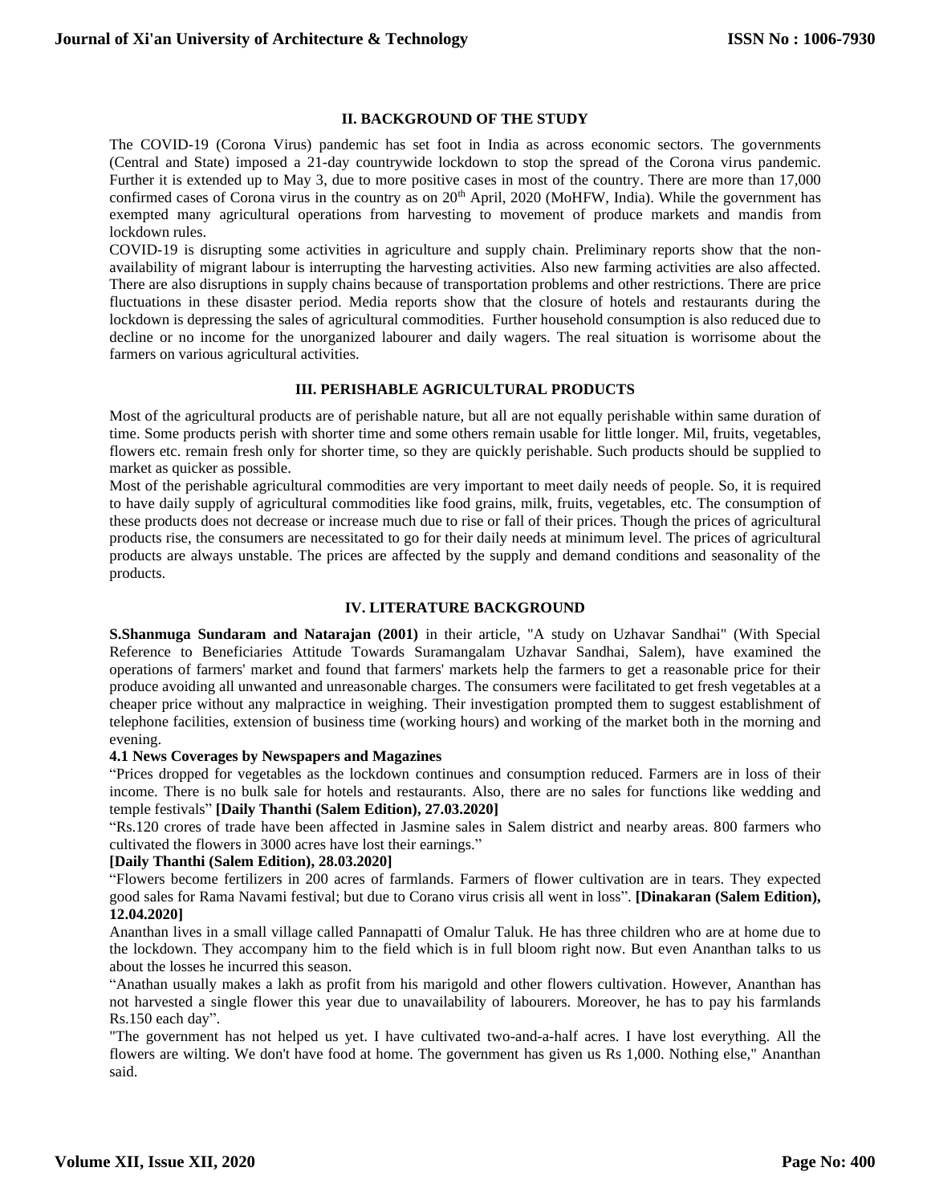## II. BACKGROUND OF THE STUDY

The COVID-19 (Corona Virus) pandemic has set foot in India as across economic sectors. The governments (Central and State) imposed a 21-day countrywide lockdown to stop the spread of the Corona virus pandemic. Further it is extended up to May 3, due to more positive cases in most of the country. There are more than 17,000 confirmed cases of Corona virus in the country as on 20th April, 2020 (MoHFW, India). While the government has exempted many agricultural operations from harvesting to movement of produce markets and mandis from lockdown rules.

COVID-19 is disrupting some activities in agriculture and supply chain. Preliminary reports show that the non-availability of migrant labour is interrupting the harvesting activities. Also new farming activities are also affected. There are also disruptions in supply chains because of transportation problems and other restrictions. There are price fluctuations in these disaster period. Media reports show that the closure of hotels and restaurants during the lockdown is depressing the sales of agricultural commodities. Further household consumption is also reduced due to decline or no income for the unorganized labourer and daily wagers. The real situation is worrisome about the farmers on various agricultural activities.

## III. PERISHABLE AGRICULTURAL PRODUCTS

Most of the agricultural products are of perishable nature, but all are not equally perishable within same duration of time. Some products perish with shorter time and some others remain usable for little longer. Mil, fruits, vegetables, flowers etc. remain fresh only for shorter time, so they are quickly perishable. Such products should be supplied to market as quicker as possible.

Most of the perishable agricultural commodities are very important to meet daily needs of people. So, it is required to have daily supply of agricultural commodities like food grains, milk, fruits, vegetables, etc. The consumption of these products does not decrease or increase much due to rise or fall of their prices. Though the prices of agricultural products rise, the consumers are necessitated to go for their daily needs at minimum level. The prices of agricultural products are always unstable. The prices are affected by the supply and demand conditions and seasonality of the products.

## IV. LITERATURE BACKGROUND

**S.Shanmuga Sundaram and Natarajan (2001)** in their article, "A study on Uzhavar Sandhai" (With Special Reference to Beneficiaries Attitude Towards Suramangalam Uzhavar Sandhai, Salem), have examined the operations of farmers' market and found that farmers' markets help the farmers to get a reasonable price for their produce avoiding all unwanted and unreasonable charges. The consumers were facilitated to get fresh vegetables at a cheaper price without any malpractice in weighing. Their investigation prompted them to suggest establishment of telephone facilities, extension of business time (working hours) and working of the market both in the morning and evening.

### 4.1 News Coverages by Newspapers and Magazines

"Prices dropped for vegetables as the lockdown continues and consumption reduced. Farmers are in loss of their income. There is no bulk sale for hotels and restaurants. Also, there are no sales for functions like wedding and temple festivals" **[Daily Thanthi (Salem Edition), 27.03.2020]**

"Rs.120 crores of trade have been affected in Jasmine sales in Salem district and nearby areas. 800 farmers who cultivated the flowers in 3000 acres have lost their earnings."

**[Daily Thanthi (Salem Edition), 28.03.2020]**

"Flowers become fertilizers in 200 acres of farmlands. Farmers of flower cultivation are in tears. They expected good sales for Rama Navami festival; but due to Corano virus crisis all went in loss". **[Dinakaran (Salem Edition), 12.04.2020]**

Ananthan lives in a small village called Pannapatti of Omalur Taluk. He has three children who are at home due to the lockdown. They accompany him to the field which is in full bloom right now. But even Ananthan talks to us about the losses he incurred this season.

"Anathan usually makes a lakh as profit from his marigold and other flowers cultivation. However, Ananthan has not harvested a single flower this year due to unavailability of labourers. Moreover, he has to pay his farmlands Rs.150 each day".

"The government has not helped us yet. I have cultivated two-and-a-half acres. I have lost everything. All the flowers are wilting. We don't have food at home. The government has given us Rs 1,000. Nothing else," Ananthan said.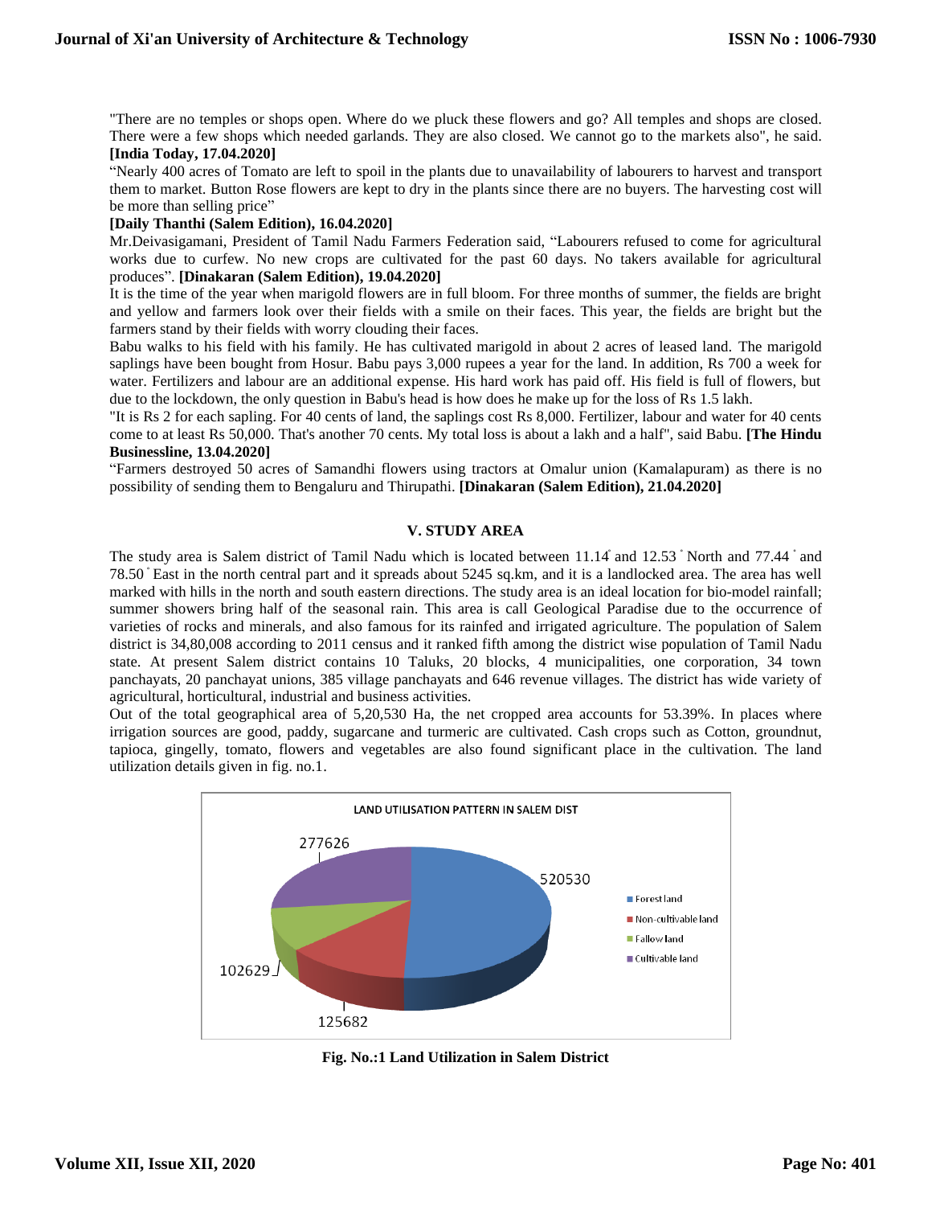"There are no temples or shops open. Where do we pluck these flowers and go? All temples and shops are closed. There were a few shops which needed garlands. They are also closed. We cannot go to the markets also", he said. **[India Today, 17.04.2020]**

"Nearly 400 acres of Tomato are left to spoil in the plants due to unavailability of labourers to harvest and transport them to market. Button Rose flowers are kept to dry in the plants since there are no buyers. The harvesting cost will be more than selling price"

**[Daily Thanthi (Salem Edition), 16.04.2020]**

Mr.Deivasigamani, President of Tamil Nadu Farmers Federation said, "Labourers refused to come for agricultural works due to curfew. No new crops are cultivated for the past 60 days. No takers available for agricultural produces". **[Dinakaran (Salem Edition), 19.04.2020]**

It is the time of the year when marigold flowers are in full bloom. For three months of summer, the fields are bright and yellow and farmers look over their fields with a smile on their faces. This year, the fields are bright but the farmers stand by their fields with worry clouding their faces.

Babu walks to his field with his family. He has cultivated marigold in about 2 acres of leased land. The marigold saplings have been bought from Hosur. Babu pays 3,000 rupees a year for the land. In addition, Rs 700 a week for water. Fertilizers and labour are an additional expense. His hard work has paid off. His field is full of flowers, but due to the lockdown, the only question in Babu's head is how does he make up for the loss of Rs 1.5 lakh.

"It is Rs 2 for each sapling. For 40 cents of land, the saplings cost Rs 8,000. Fertilizer, labour and water for 40 cents come to at least Rs 50,000. That's another 70 cents. My total loss is about a lakh and a half", said Babu. **[The Hindu Businessline, 13.04.2020]**

"Farmers destroyed 50 acres of Samandhi flowers using tractors at Omalur union (Kamalapuram) as there is no possibility of sending them to Bengaluru and Thirupathi. **[Dinakaran (Salem Edition), 21.04.2020]**

## V. STUDY AREA

The study area is Salem district of Tamil Nadu which is located between 11.14° and 12.53° North and 77.44° and 78.50° East in the north central part and it spreads about 5245 sq.km, and it is a landlocked area. The area has well marked with hills in the north and south eastern directions. The study area is an ideal location for bio-model rainfall; summer showers bring half of the seasonal rain. This area is call Geological Paradise due to the occurrence of varieties of rocks and minerals, and also famous for its rainfed and irrigated agriculture. The population of Salem district is 34,80,008 according to 2011 census and it ranked fifth among the district wise population of Tamil Nadu state. At present Salem district contains 10 Taluks, 20 blocks, 4 municipalities, one corporation, 34 town panchayats, 20 panchayat unions, 385 village panchayats and 646 revenue villages. The district has wide variety of agricultural, horticultural, industrial and business activities.

Out of the total geographical area of 5,20,530 Ha, the net cropped area accounts for 53.39%. In places where irrigation sources are good, paddy, sugarcane and turmeric are cultivated. Cash crops such as Cotton, groundnut, tapioca, gingelly, tomato, flowers and vegetables are also found significant place in the cultivation. The land utilization details given in fig. no.1.

LAND UTILISATION PATTERN IN SALEM DIST

| Category | Value |
|---|---|
| Forest land | 520530 |
| Non-cultivable land | 125682 |
| Fallow land | 102629 |
| Cultivable land | 277626 |

**Fig. No.:1 Land Utilization in Salem District**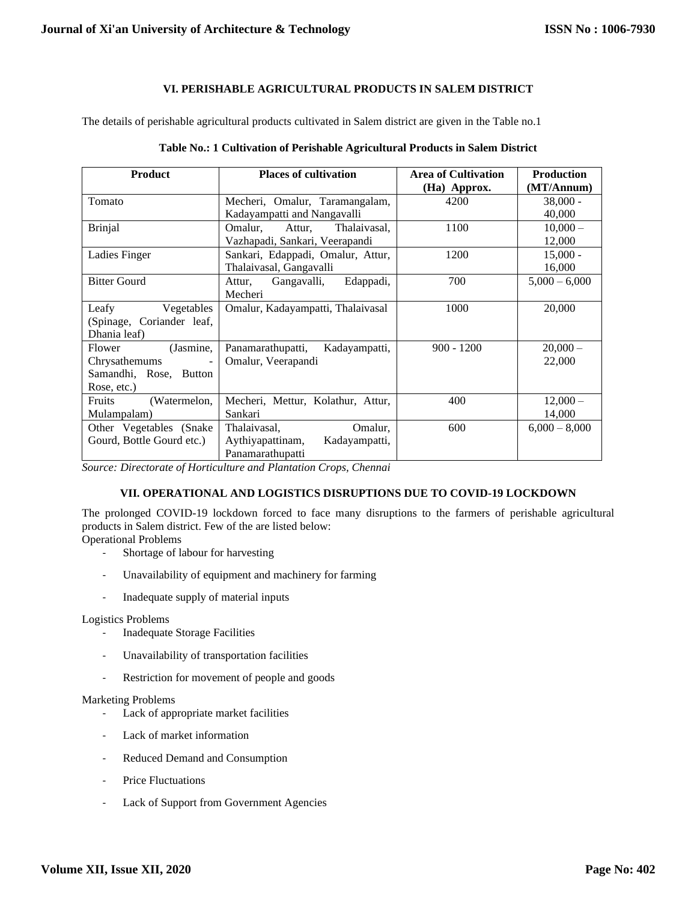## VI. PERISHABLE AGRICULTURAL PRODUCTS IN SALEM DISTRICT

The details of perishable agricultural products cultivated in Salem district are given in the Table no.1

**Table No.: 1 Cultivation of Perishable Agricultural Products in Salem District**

| Product | Places of cultivation | Area of Cultivation (Ha) Approx. | Production (MT/Annum) |
|---|---|---|---|
| Tomato | Mecheri, Omalur, Taramangalam, Kadayampatti and Nangavalli | 4200 | 38,000 - 40,000 |
| Brinjal | Omalur, Attur, Thalaivasal, Vazhapadi, Sankari, Veerapandi | 1100 | 10,000 – 12,000 |
| Ladies Finger | Sankari, Edappadi, Omalur, Attur, Thalaivasal, Gangavalli | 1200 | 15,000 - 16,000 |
| Bitter Gourd | Attur, Gangavalli, Edappadi, Mecheri | 700 | 5,000 – 6,000 |
| Leafy Vegetables (Spinage, Coriander leaf, Dhania leaf) | Omalur, Kadayampatti, Thalaivasal | 1000 | 20,000 |
| Flower (Jasmine, Chrysathemums - Samandhi, Rose, Button Rose, etc.) | Panamarathupatti, Kadayampatti, Omalur, Veerapandi | 900 - 1200 | 20,000 – 22,000 |
| Fruits (Watermelon, Mulampalam) | Mecheri, Mettur, Kolathur, Attur, Sankari | 400 | 12,000 – 14,000 |
| Other Vegetables (Snake Gourd, Bottle Gourd etc.) | Thalaivasal, Omalur, Aythiyapattinam, Kadayampatti, Panamarathupatti | 600 | 6,000 – 8,000 |

*Source: Directorate of Horticulture and Plantation Crops, Chennai*

## VII. OPERATIONAL AND LOGISTICS DISRUPTIONS DUE TO COVID-19 LOCKDOWN

The prolonged COVID-19 lockdown forced to face many disruptions to the farmers of perishable agricultural products in Salem district. Few of the are listed below:

Operational Problems

- Shortage of labour for harvesting
- Unavailability of equipment and machinery for farming
- Inadequate supply of material inputs

Logistics Problems

- Inadequate Storage Facilities
- Unavailability of transportation facilities
- Restriction for movement of people and goods

Marketing Problems

- Lack of appropriate market facilities
- Lack of market information
- Reduced Demand and Consumption
- Price Fluctuations
- Lack of Support from Government Agencies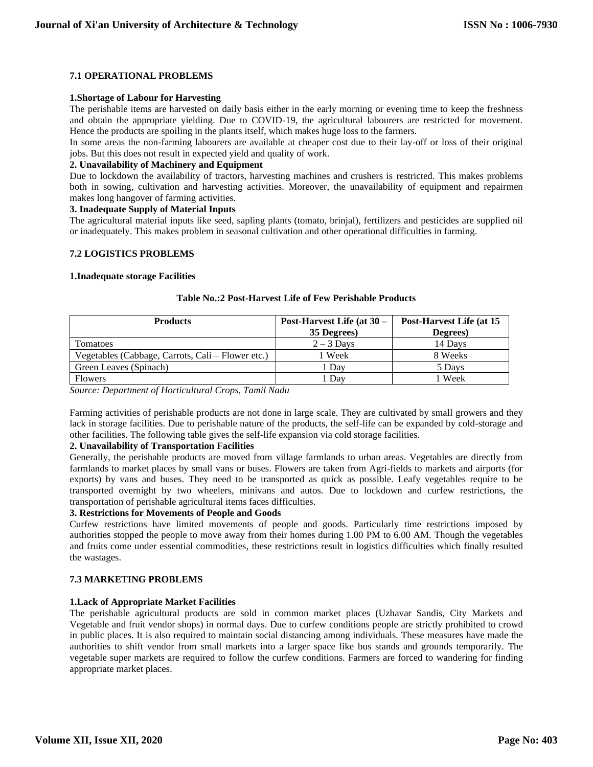### 7.1 OPERATIONAL PROBLEMS

**1.Shortage of Labour for Harvesting**

The perishable items are harvested on daily basis either in the early morning or evening time to keep the freshness and obtain the appropriate yielding. Due to COVID-19, the agricultural labourers are restricted for movement. Hence the products are spoiling in the plants itself, which makes huge loss to the farmers.

In some areas the non-farming labourers are available at cheaper cost due to their lay-off or loss of their original jobs. But this does not result in expected yield and quality of work.

**2. Unavailability of Machinery and Equipment**

Due to lockdown the availability of tractors, harvesting machines and crushers is restricted. This makes problems both in sowing, cultivation and harvesting activities. Moreover, the unavailability of equipment and repairmen makes long hangover of farming activities.

**3. Inadequate Supply of Material Inputs**

The agricultural material inputs like seed, sapling plants (tomato, brinjal), fertilizers and pesticides are supplied nil or inadequately. This makes problem in seasonal cultivation and other operational difficulties in farming.

### 7.2 LOGISTICS PROBLEMS

**1.Inadequate storage Facilities**

**Table No.:2 Post-Harvest Life of Few Perishable Products**

| Products | Post-Harvest Life (at 30 – 35 Degrees) | Post-Harvest Life (at 15 Degrees) |
|---|---|---|
| Tomatoes | 2 – 3 Days | 14 Days |
| Vegetables (Cabbage, Carrots, Cali – Flower etc.) | 1 Week | 8 Weeks |
| Green Leaves (Spinach) | 1 Day | 5 Days |
| Flowers | 1 Day | 1 Week |

*Source: Department of Horticultural Crops, Tamil Nadu*

Farming activities of perishable products are not done in large scale. They are cultivated by small growers and they lack in storage facilities. Due to perishable nature of the products, the self-life can be expanded by cold-storage and other facilities. The following table gives the self-life expansion via cold storage facilities.

**2. Unavailability of Transportation Facilities**

Generally, the perishable products are moved from village farmlands to urban areas. Vegetables are directly from farmlands to market places by small vans or buses. Flowers are taken from Agri-fields to markets and airports (for exports) by vans and buses. They need to be transported as quick as possible. Leafy vegetables require to be transported overnight by two wheelers, minivans and autos. Due to lockdown and curfew restrictions, the transportation of perishable agricultural items faces difficulties.

**3. Restrictions for Movements of People and Goods**

Curfew restrictions have limited movements of people and goods. Particularly time restrictions imposed by authorities stopped the people to move away from their homes during 1.00 PM to 6.00 AM. Though the vegetables and fruits come under essential commodities, these restrictions result in logistics difficulties which finally resulted the wastages.

### 7.3 MARKETING PROBLEMS

**1.Lack of Appropriate Market Facilities**

The perishable agricultural products are sold in common market places (Uzhavar Sandis, City Markets and Vegetable and fruit vendor shops) in normal days. Due to curfew conditions people are strictly prohibited to crowd in public places. It is also required to maintain social distancing among individuals. These measures have made the authorities to shift vendor from small markets into a larger space like bus stands and grounds temporarily. The vegetable super markets are required to follow the curfew conditions. Farmers are forced to wandering for finding appropriate market places.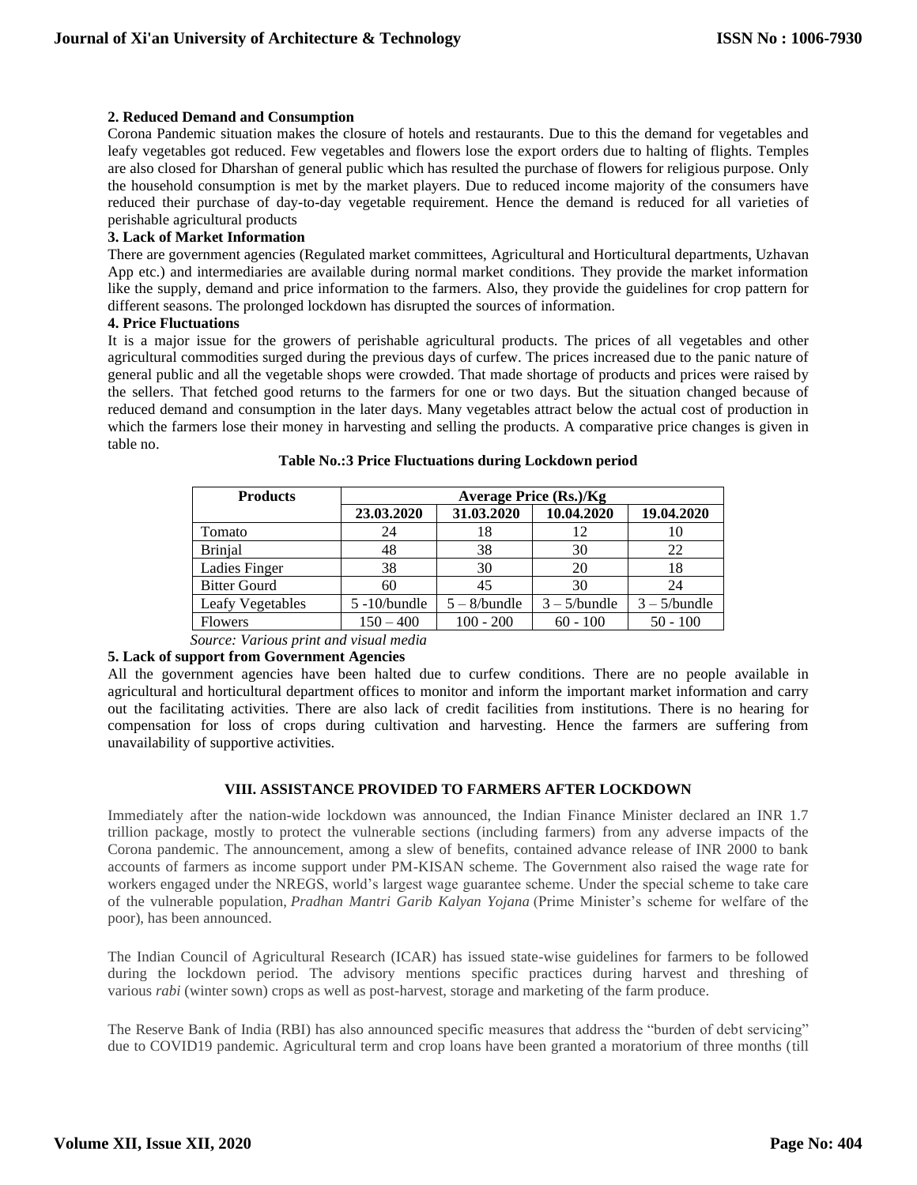### 2. Reduced Demand and Consumption

Corona Pandemic situation makes the closure of hotels and restaurants. Due to this the demand for vegetables and leafy vegetables got reduced. Few vegetables and flowers lose the export orders due to halting of flights. Temples are also closed for Dharshan of general public which has resulted the purchase of flowers for religious purpose. Only the household consumption is met by the market players. Due to reduced income majority of the consumers have reduced their purchase of day-to-day vegetable requirement. Hence the demand is reduced for all varieties of perishable agricultural products

### 3. Lack of Market Information

There are government agencies (Regulated market committees, Agricultural and Horticultural departments, Uzhavan App etc.) and intermediaries are available during normal market conditions. They provide the market information like the supply, demand and price information to the farmers. Also, they provide the guidelines for crop pattern for different seasons. The prolonged lockdown has disrupted the sources of information.

### 4. Price Fluctuations

It is a major issue for the growers of perishable agricultural products. The prices of all vegetables and other agricultural commodities surged during the previous days of curfew. The prices increased due to the panic nature of general public and all the vegetable shops were crowded. That made shortage of products and prices were raised by the sellers. That fetched good returns to the farmers for one or two days. But the situation changed because of reduced demand and consumption in the later days. Many vegetables attract below the actual cost of production in which the farmers lose their money in harvesting and selling the products. A comparative price changes is given in table no.

**Table No.:3 Price Fluctuations during Lockdown period**

| Products | Average Price (Rs.)/Kg | | | |
|---|---|---|---|---|
| | **23.03.2020** | **31.03.2020** | **10.04.2020** | **19.04.2020** |
| Tomato | 24 | 18 | 12 | 10 |
| Brinjal | 48 | 38 | 30 | 22 |
| Ladies Finger | 38 | 30 | 20 | 18 |
| Bitter Gourd | 60 | 45 | 30 | 24 |
| Leafy Vegetables | 5 -10/bundle | 5 – 8/bundle | 3 – 5/bundle | 3 – 5/bundle |
| Flowers | 150 – 400 | 100 - 200 | 60 - 100 | 50 - 100 |

*Source: Various print and visual media*

### 5. Lack of support from Government Agencies

All the government agencies have been halted due to curfew conditions. There are no people available in agricultural and horticultural department offices to monitor and inform the important market information and carry out the facilitating activities. There are also lack of credit facilities from institutions. There is no hearing for compensation for loss of crops during cultivation and harvesting. Hence the farmers are suffering from unavailability of supportive activities.

## VIII. ASSISTANCE PROVIDED TO FARMERS AFTER LOCKDOWN

Immediately after the nation-wide lockdown was announced, the Indian Finance Minister declared an INR 1.7 trillion package, mostly to protect the vulnerable sections (including farmers) from any adverse impacts of the Corona pandemic. The announcement, among a slew of benefits, contained advance release of INR 2000 to bank accounts of farmers as income support under PM-KISAN scheme. The Government also raised the wage rate for workers engaged under the NREGS, world's largest wage guarantee scheme. Under the special scheme to take care of the vulnerable population, *Pradhan Mantri Garib Kalyan Yojana* (Prime Minister's scheme for welfare of the poor), has been announced.

The Indian Council of Agricultural Research (ICAR) has issued state-wise guidelines for farmers to be followed during the lockdown period. The advisory mentions specific practices during harvest and threshing of various *rabi* (winter sown) crops as well as post-harvest, storage and marketing of the farm produce.

The Reserve Bank of India (RBI) has also announced specific measures that address the "burden of debt servicing" due to COVID19 pandemic. Agricultural term and crop loans have been granted a moratorium of three months (till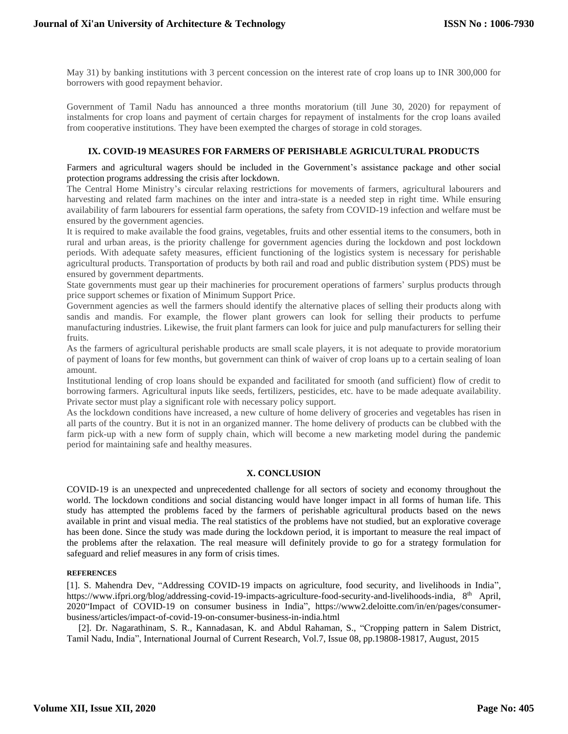May 31) by banking institutions with 3 percent concession on the interest rate of crop loans up to INR 300,000 for borrowers with good repayment behavior.

Government of Tamil Nadu has announced a three months moratorium (till June 30, 2020) for repayment of instalments for crop loans and payment of certain charges for repayment of instalments for the crop loans availed from cooperative institutions. They have been exempted the charges of storage in cold storages.

## IX. COVID-19 MEASURES FOR FARMERS OF PERISHABLE AGRICULTURAL PRODUCTS

Farmers and agricultural wagers should be included in the Government's assistance package and other social protection programs addressing the crisis after lockdown.

The Central Home Ministry's circular relaxing restrictions for movements of farmers, agricultural labourers and harvesting and related farm machines on the inter and intra-state is a needed step in right time. While ensuring availability of farm labourers for essential farm operations, the safety from COVID-19 infection and welfare must be ensured by the government agencies.

It is required to make available the food grains, vegetables, fruits and other essential items to the consumers, both in rural and urban areas, is the priority challenge for government agencies during the lockdown and post lockdown periods. With adequate safety measures, efficient functioning of the logistics system is necessary for perishable agricultural products. Transportation of products by both rail and road and public distribution system (PDS) must be ensured by government departments.

State governments must gear up their machineries for procurement operations of farmers' surplus products through price support schemes or fixation of Minimum Support Price.

Government agencies as well the farmers should identify the alternative places of selling their products along with sandis and mandis. For example, the flower plant growers can look for selling their products to perfume manufacturing industries. Likewise, the fruit plant farmers can look for juice and pulp manufacturers for selling their fruits.

As the farmers of agricultural perishable products are small scale players, it is not adequate to provide moratorium of payment of loans for few months, but government can think of waiver of crop loans up to a certain sealing of loan amount.

Institutional lending of crop loans should be expanded and facilitated for smooth (and sufficient) flow of credit to borrowing farmers. Agricultural inputs like seeds, fertilizers, pesticides, etc. have to be made adequate availability. Private sector must play a significant role with necessary policy support.

As the lockdown conditions have increased, a new culture of home delivery of groceries and vegetables has risen in all parts of the country. But it is not in an organized manner. The home delivery of products can be clubbed with the farm pick-up with a new form of supply chain, which will become a new marketing model during the pandemic period for maintaining safe and healthy measures.

## X. CONCLUSION

COVID-19 is an unexpected and unprecedented challenge for all sectors of society and economy throughout the world. The lockdown conditions and social distancing would have longer impact in all forms of human life. This study has attempted the problems faced by the farmers of perishable agricultural products based on the news available in print and visual media. The real statistics of the problems have not studied, but an explorative coverage has been done. Since the study was made during the lockdown period, it is important to measure the real impact of the problems after the relaxation. The real measure will definitely provide to go for a strategy formulation for safeguard and relief measures in any form of crisis times.

### REFERENCES

[1]. S. Mahendra Dev, "Addressing COVID-19 impacts on agriculture, food security, and livelihoods in India", https://www.ifpri.org/blog/addressing-covid-19-impacts-agriculture-food-security-and-livelihoods-india, 8th April, 2020"Impact of COVID-19 on consumer business in India", https://www2.deloitte.com/in/en/pages/consumer-business/articles/impact-of-covid-19-on-consumer-business-in-india.html

[2]. Dr. Nagarathinam, S. R., Kannadasan, K. and Abdul Rahaman, S., "Cropping pattern in Salem District, Tamil Nadu, India", International Journal of Current Research, Vol.7, Issue 08, pp.19808-19817, August, 2015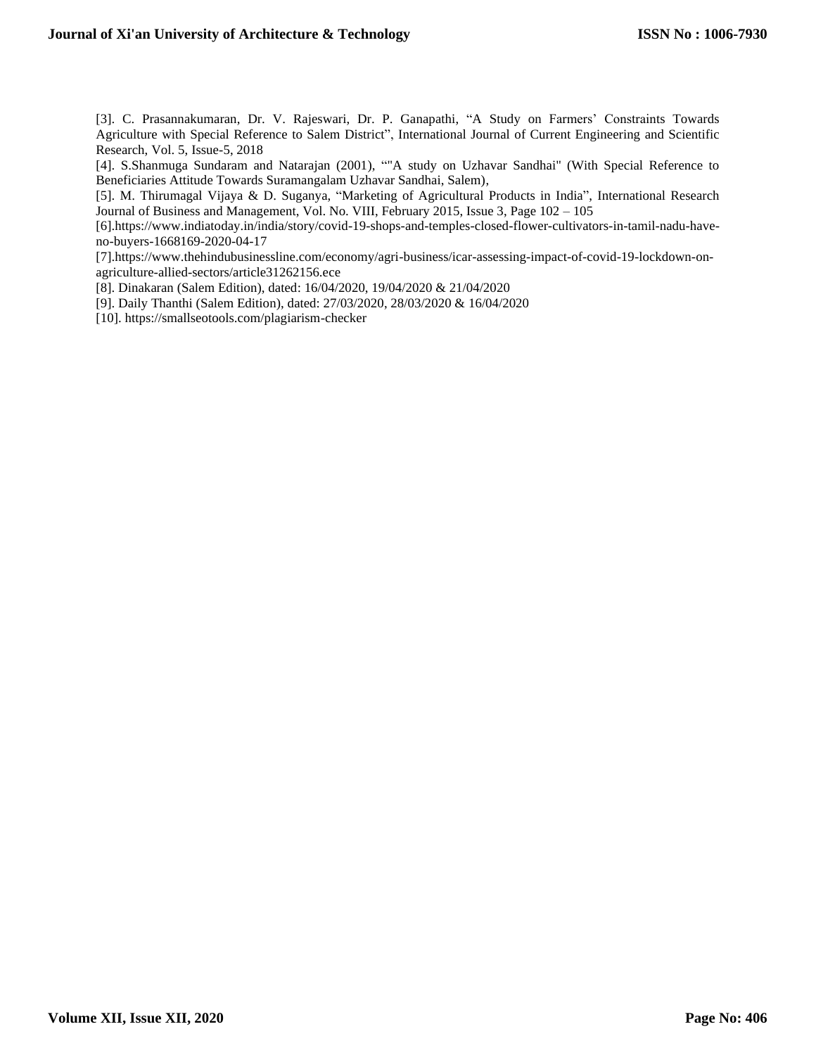[3]. C. Prasannakumaran, Dr. V. Rajeswari, Dr. P. Ganapathi, “A Study on Farmers’ Constraints Towards Agriculture with Special Reference to Salem District”, International Journal of Current Engineering and Scientific Research, Vol. 5, Issue-5, 2018

[4]. S.Shanmuga Sundaram and Natarajan (2001), “"A study on Uzhavar Sandhai" (With Special Reference to Beneficiaries Attitude Towards Suramangalam Uzhavar Sandhai, Salem),

[5]. M. Thirumagal Vijaya & D. Suganya, “Marketing of Agricultural Products in India”, International Research Journal of Business and Management, Vol. No. VIII, February 2015, Issue 3, Page 102 – 105

[6].https://www.indiatoday.in/india/story/covid-19-shops-and-temples-closed-flower-cultivators-in-tamil-nadu-have-no-buyers-1668169-2020-04-17

[7].https://www.thehindubusinessline.com/economy/agri-business/icar-assessing-impact-of-covid-19-lockdown-on-agriculture-allied-sectors/article31262156.ece

[8]. Dinakaran (Salem Edition), dated: 16/04/2020, 19/04/2020 & 21/04/2020

[9]. Daily Thanthi (Salem Edition), dated: 27/03/2020, 28/03/2020 & 16/04/2020

[10]. https://smallseotools.com/plagiarism-checker